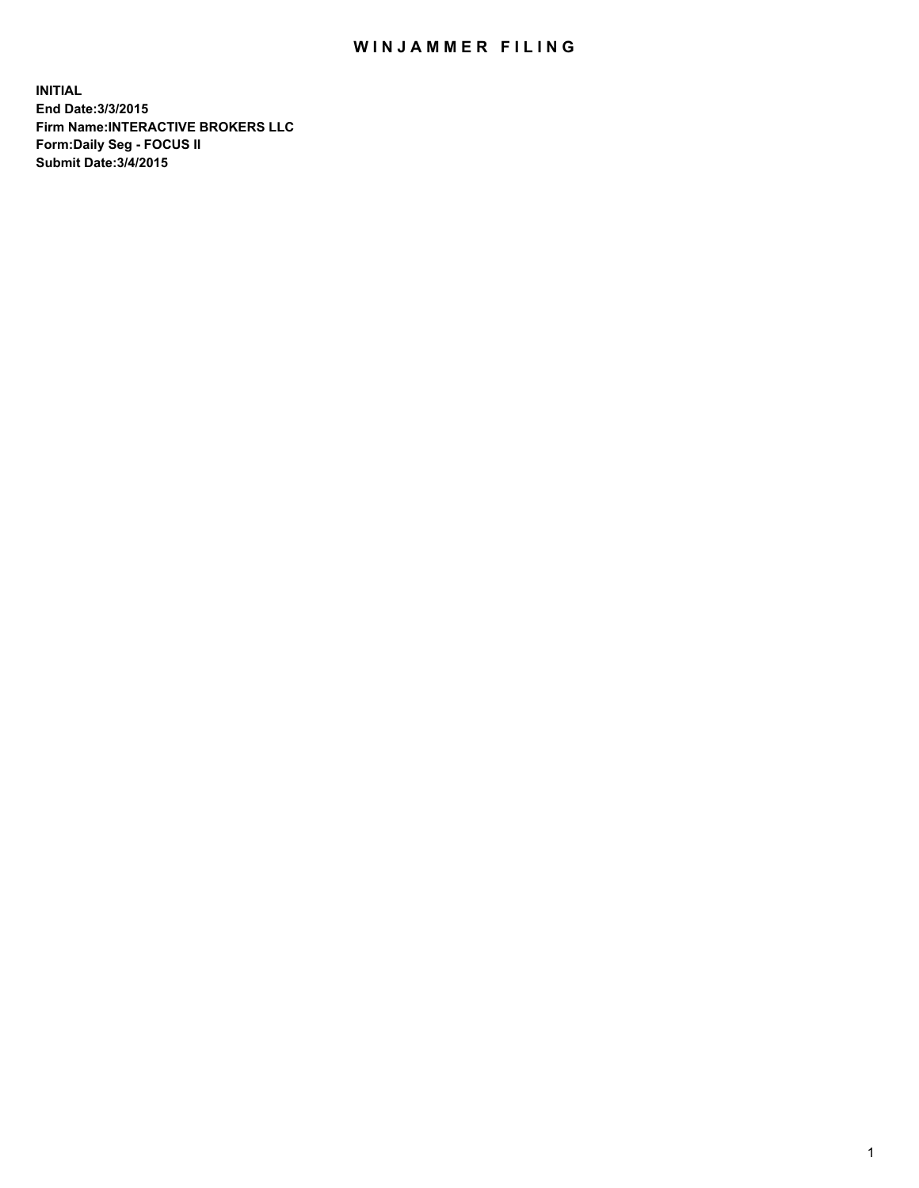# WINJAMMER FILING

**INITIAL**
**End Date:3/3/2015**
**Firm Name:INTERACTIVE BROKERS LLC**
**Form:Daily Seg - FOCUS II**
**Submit Date:3/4/2015**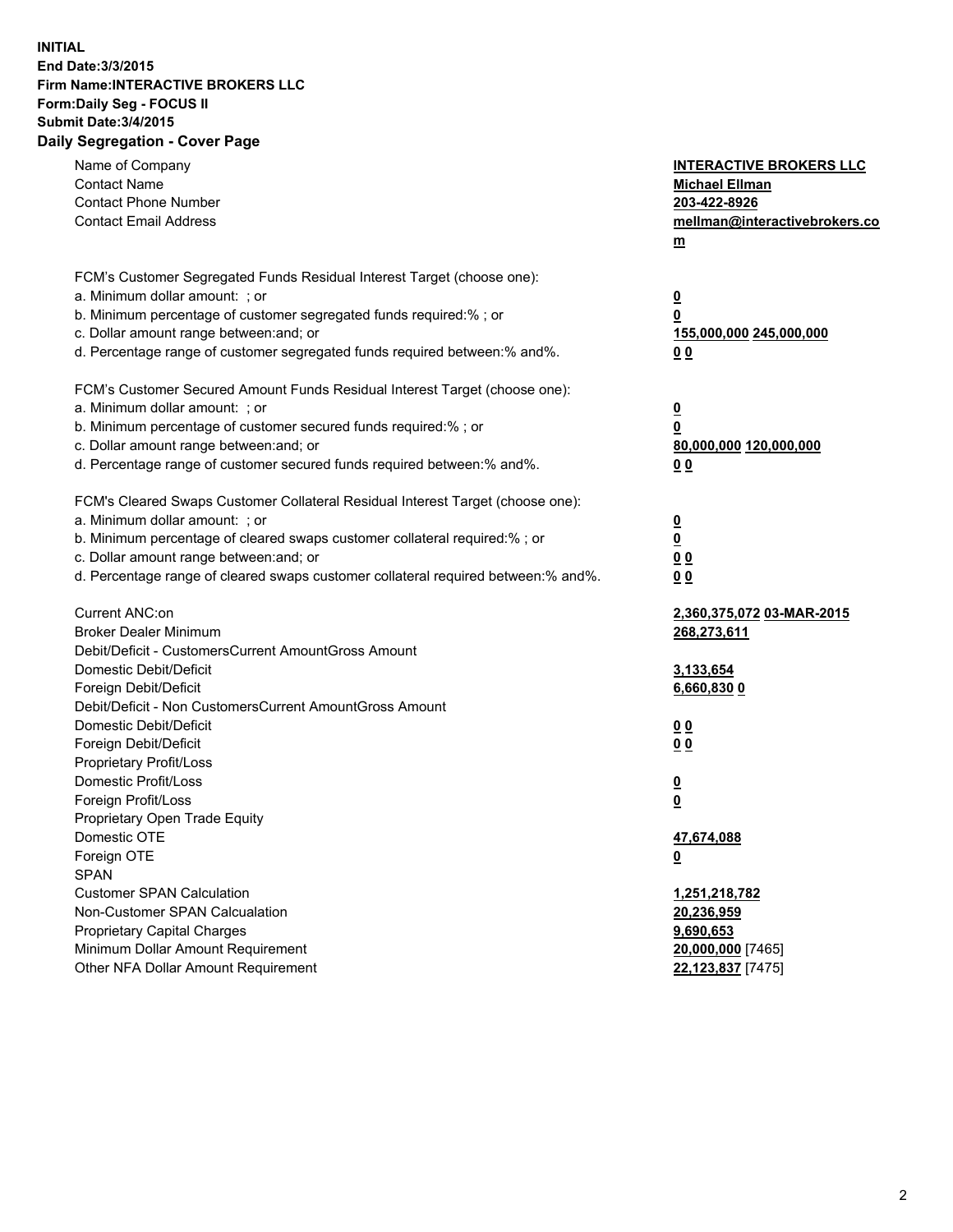**INITIAL**
**End Date:3/3/2015**
**Firm Name:INTERACTIVE BROKERS LLC**
**Form:Daily Seg - FOCUS II**
**Submit Date:3/4/2015**
**Daily Segregation - Cover Page**

| | |
|---|---|
| Name of Company | **INTERACTIVE BROKERS LLC** |
| Contact Name | **Michael Ellman** |
| Contact Phone Number | **203-422-8926** |
| Contact Email Address | **mellman@interactivebrokers.com** |
| FCM's Customer Segregated Funds Residual Interest Target (choose one): | |
| a. Minimum dollar amount: ; or | **0** |
| b. Minimum percentage of customer segregated funds required:% ; or | **0** |
| c. Dollar amount range between:and; or | **155,000,000 245,000,000** |
| d. Percentage range of customer segregated funds required between:% and%. | **0 0** |
| FCM's Customer Secured Amount Funds Residual Interest Target (choose one): | |
| a. Minimum dollar amount: ; or | **0** |
| b. Minimum percentage of customer secured funds required:% ; or | **0** |
| c. Dollar amount range between:and; or | **80,000,000 120,000,000** |
| d. Percentage range of customer secured funds required between:% and%. | **0 0** |
| FCM's Cleared Swaps Customer Collateral Residual Interest Target (choose one): | |
| a. Minimum dollar amount: ; or | **0** |
| b. Minimum percentage of cleared swaps customer collateral required:% ; or | **0** |
| c. Dollar amount range between:and; or | **0 0** |
| d. Percentage range of cleared swaps customer collateral required between:% and%. | **0 0** |
| Current ANC:on | **2,360,375,072 03-MAR-2015** |
| Broker Dealer Minimum | **268,273,611** |
| Debit/Deficit - CustomersCurrent AmountGross Amount | |
| Domestic Debit/Deficit | **3,133,654** |
| Foreign Debit/Deficit | **6,660,830 0** |
| Debit/Deficit - Non CustomersCurrent AmountGross Amount | |
| Domestic Debit/Deficit | **0 0** |
| Foreign Debit/Deficit | **0 0** |
| Proprietary Profit/Loss | |
| Domestic Profit/Loss | **0** |
| Foreign Profit/Loss | **0** |
| Proprietary Open Trade Equity | |
| Domestic OTE | **47,674,088** |
| Foreign OTE | **0** |
| SPAN | |
| Customer SPAN Calculation | **1,251,218,782** |
| Non-Customer SPAN Calcualation | **20,236,959** |
| Proprietary Capital Charges | **9,690,653** |
| Minimum Dollar Amount Requirement | **20,000,000** [7465] |
| Other NFA Dollar Amount Requirement | **22,123,837** [7475] |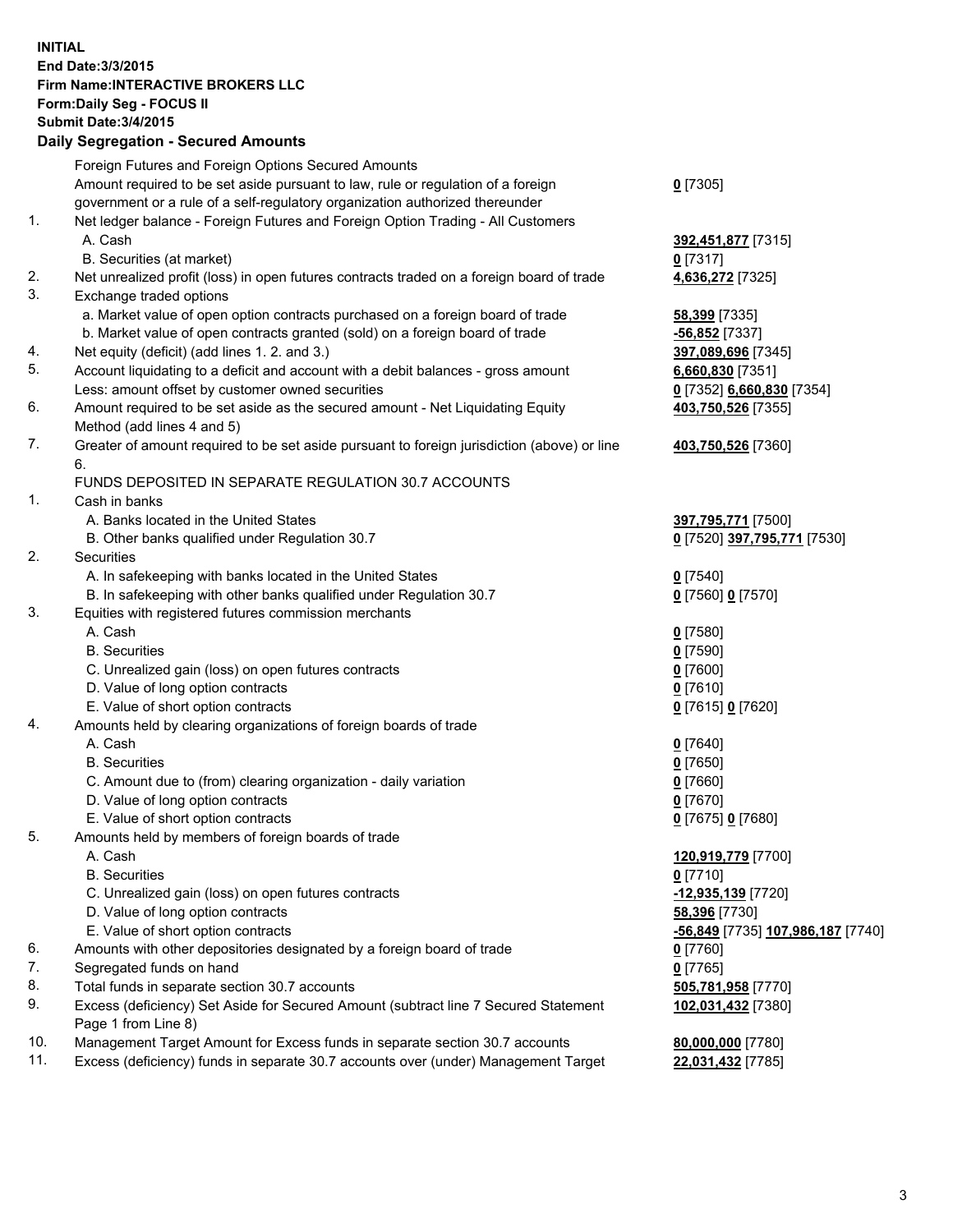**INITIAL**
**End Date:3/3/2015**
**Firm Name:INTERACTIVE BROKERS LLC**
**Form:Daily Seg - FOCUS II**
**Submit Date:3/4/2015**

## Daily Segregation - Secured Amounts

| | | |
|---|---|---|
| | Foreign Futures and Foreign Options Secured Amounts | |
| | Amount required to be set aside pursuant to law, rule or regulation of a foreign government or a rule of a self-regulatory organization authorized thereunder | **0** [7305] |
| 1. | Net ledger balance - Foreign Futures and Foreign Option Trading - All Customers | |
| | A. Cash | **392,451,877** [7315] |
| | B. Securities (at market) | **0** [7317] |
| 2. | Net unrealized profit (loss) in open futures contracts traded on a foreign board of trade | **4,636,272** [7325] |
| 3. | Exchange traded options | |
| | a. Market value of open option contracts purchased on a foreign board of trade | **58,399** [7335] |
| | b. Market value of open contracts granted (sold) on a foreign board of trade | **-56,852** [7337] |
| 4. | Net equity (deficit) (add lines 1. 2. and 3.) | **397,089,696** [7345] |
| 5. | Account liquidating to a deficit and account with a debit balances - gross amount | **6,660,830** [7351] |
| | Less: amount offset by customer owned securities | **0** [7352] **6,660,830** [7354] |
| 6. | Amount required to be set aside as the secured amount - Net Liquidating Equity Method (add lines 4 and 5) | **403,750,526** [7355] |
| 7. | Greater of amount required to be set aside pursuant to foreign jurisdiction (above) or line 6. | **403,750,526** [7360] |
| | FUNDS DEPOSITED IN SEPARATE REGULATION 30.7 ACCOUNTS | |
| 1. | Cash in banks | |
| | A. Banks located in the United States | **397,795,771** [7500] |
| | B. Other banks qualified under Regulation 30.7 | **0** [7520] **397,795,771** [7530] |
| 2. | Securities | |
| | A. In safekeeping with banks located in the United States | **0** [7540] |
| | B. In safekeeping with other banks qualified under Regulation 30.7 | **0** [7560] **0** [7570] |
| 3. | Equities with registered futures commission merchants | |
| | A. Cash | **0** [7580] |
| | B. Securities | **0** [7590] |
| | C. Unrealized gain (loss) on open futures contracts | **0** [7600] |
| | D. Value of long option contracts | **0** [7610] |
| | E. Value of short option contracts | **0** [7615] **0** [7620] |
| 4. | Amounts held by clearing organizations of foreign boards of trade | |
| | A. Cash | **0** [7640] |
| | B. Securities | **0** [7650] |
| | C. Amount due to (from) clearing organization - daily variation | **0** [7660] |
| | D. Value of long option contracts | **0** [7670] |
| | E. Value of short option contracts | **0** [7675] **0** [7680] |
| 5. | Amounts held by members of foreign boards of trade | |
| | A. Cash | **120,919,779** [7700] |
| | B. Securities | **0** [7710] |
| | C. Unrealized gain (loss) on open futures contracts | **-12,935,139** [7720] |
| | D. Value of long option contracts | **58,396** [7730] |
| | E. Value of short option contracts | **-56,849** [7735] **107,986,187** [7740] |
| 6. | Amounts with other depositories designated by a foreign board of trade | **0** [7760] |
| 7. | Segregated funds on hand | **0** [7765] |
| 8. | Total funds in separate section 30.7 accounts | **505,781,958** [7770] |
| 9. | Excess (deficiency) Set Aside for Secured Amount (subtract line 7 Secured Statement Page 1 from Line 8) | **102,031,432** [7380] |
| 10. | Management Target Amount for Excess funds in separate section 30.7 accounts | **80,000,000** [7780] |
| 11. | Excess (deficiency) funds in separate 30.7 accounts over (under) Management Target | **22,031,432** [7785] |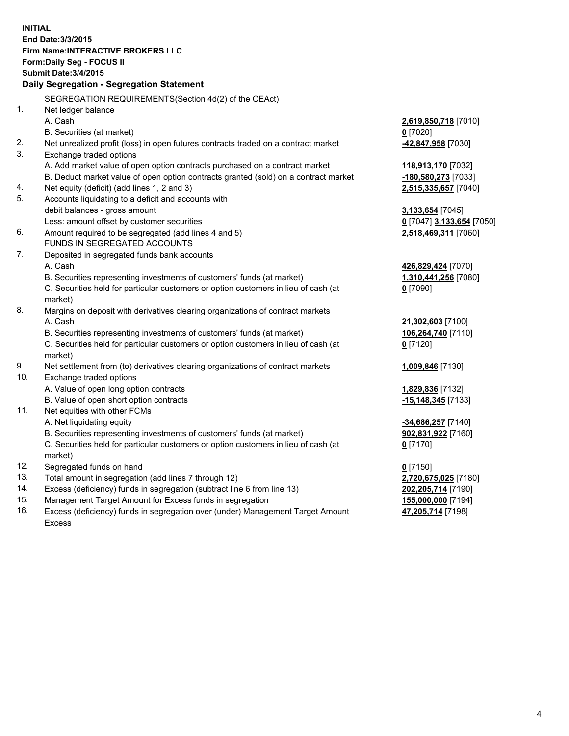**INITIAL**
**End Date:3/3/2015**
**Firm Name:INTERACTIVE BROKERS LLC**
**Form:Daily Seg - FOCUS II**
**Submit Date:3/4/2015**

## Daily Segregation - Segregation Statement

SEGREGATION REQUIREMENTS(Section 4d(2) of the CEAct)

| | | |
|---|---|---|
| 1. | Net ledger balance | |
| | A. Cash | **2,619,850,718** [7010] |
| | B. Securities (at market) | **0** [7020] |
| 2. | Net unrealized profit (loss) in open futures contracts traded on a contract market | **-42,847,958** [7030] |
| 3. | Exchange traded options | |
| | A. Add market value of open option contracts purchased on a contract market | **118,913,170** [7032] |
| | B. Deduct market value of open option contracts granted (sold) on a contract market | **-180,580,273** [7033] |
| 4. | Net equity (deficit) (add lines 1, 2 and 3) | **2,515,335,657** [7040] |
| 5. | Accounts liquidating to a deficit and accounts with debit balances - gross amount | **3,133,654** [7045] |
| | Less: amount offset by customer securities | **0** [7047] **3,133,654** [7050] |
| 6. | Amount required to be segregated (add lines 4 and 5) | **2,518,469,311** [7060] |
| | FUNDS IN SEGREGATED ACCOUNTS | |
| 7. | Deposited in segregated funds bank accounts | |
| | A. Cash | **426,829,424** [7070] |
| | B. Securities representing investments of customers' funds (at market) | **1,310,441,256** [7080] |
| | C. Securities held for particular customers or option customers in lieu of cash (at market) | **0** [7090] |
| 8. | Margins on deposit with derivatives clearing organizations of contract markets | |
| | A. Cash | **21,302,603** [7100] |
| | B. Securities representing investments of customers' funds (at market) | **106,264,740** [7110] |
| | C. Securities held for particular customers or option customers in lieu of cash (at market) | **0** [7120] |
| 9. | Net settlement from (to) derivatives clearing organizations of contract markets | **1,009,846** [7130] |
| 10. | Exchange traded options | |
| | A. Value of open long option contracts | **1,829,836** [7132] |
| | B. Value of open short option contracts | **-15,148,345** [7133] |
| 11. | Net equities with other FCMs | |
| | A. Net liquidating equity | **-34,686,257** [7140] |
| | B. Securities representing investments of customers' funds (at market) | **902,831,922** [7160] |
| | C. Securities held for particular customers or option customers in lieu of cash (at market) | **0** [7170] |
| 12. | Segregated funds on hand | **0** [7150] |
| 13. | Total amount in segregation (add lines 7 through 12) | **2,720,675,025** [7180] |
| 14. | Excess (deficiency) funds in segregation (subtract line 6 from line 13) | **202,205,714** [7190] |
| 15. | Management Target Amount for Excess funds in segregation | **155,000,000** [7194] |
| 16. | Excess (deficiency) funds in segregation over (under) Management Target Amount Excess | **47,205,714** [7198] |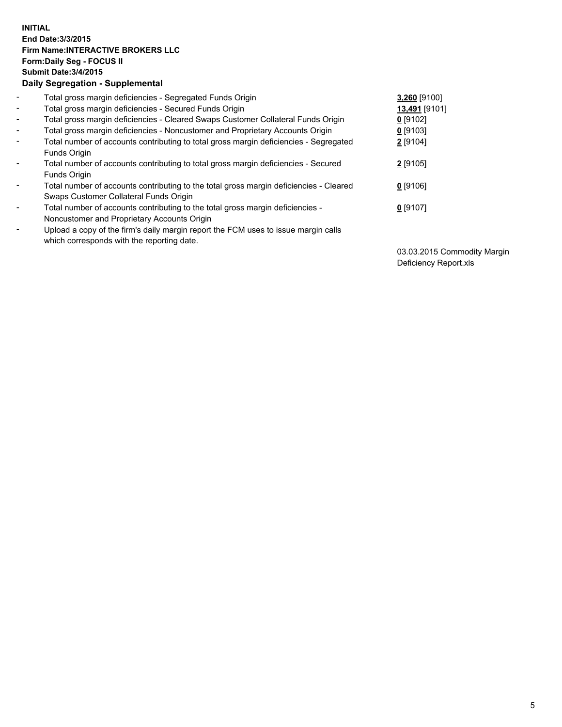**INITIAL**
**End Date:3/3/2015**
**Firm Name:INTERACTIVE BROKERS LLC**
**Form:Daily Seg - FOCUS II**
**Submit Date:3/4/2015**

**Daily Segregation - Supplemental**

| | | |
|---|---|---|
| - | Total gross margin deficiencies - Segregated Funds Origin | **3,260** [9100] |
| - | Total gross margin deficiencies - Secured Funds Origin | **13,491** [9101] |
| - | Total gross margin deficiencies - Cleared Swaps Customer Collateral Funds Origin | **0** [9102] |
| - | Total gross margin deficiencies - Noncustomer and Proprietary Accounts Origin | **0** [9103] |
| - | Total number of accounts contributing to total gross margin deficiencies - Segregated Funds Origin | **2** [9104] |
| - | Total number of accounts contributing to total gross margin deficiencies - Secured Funds Origin | **2** [9105] |
| - | Total number of accounts contributing to the total gross margin deficiencies - Cleared Swaps Customer Collateral Funds Origin | **0** [9106] |
| - | Total number of accounts contributing to the total gross margin deficiencies - Noncustomer and Proprietary Accounts Origin | **0** [9107] |
| - | Upload a copy of the firm's daily margin report the FCM uses to issue margin calls which corresponds with the reporting date. | 03.03.2015 Commodity Margin Deficiency Report.xls |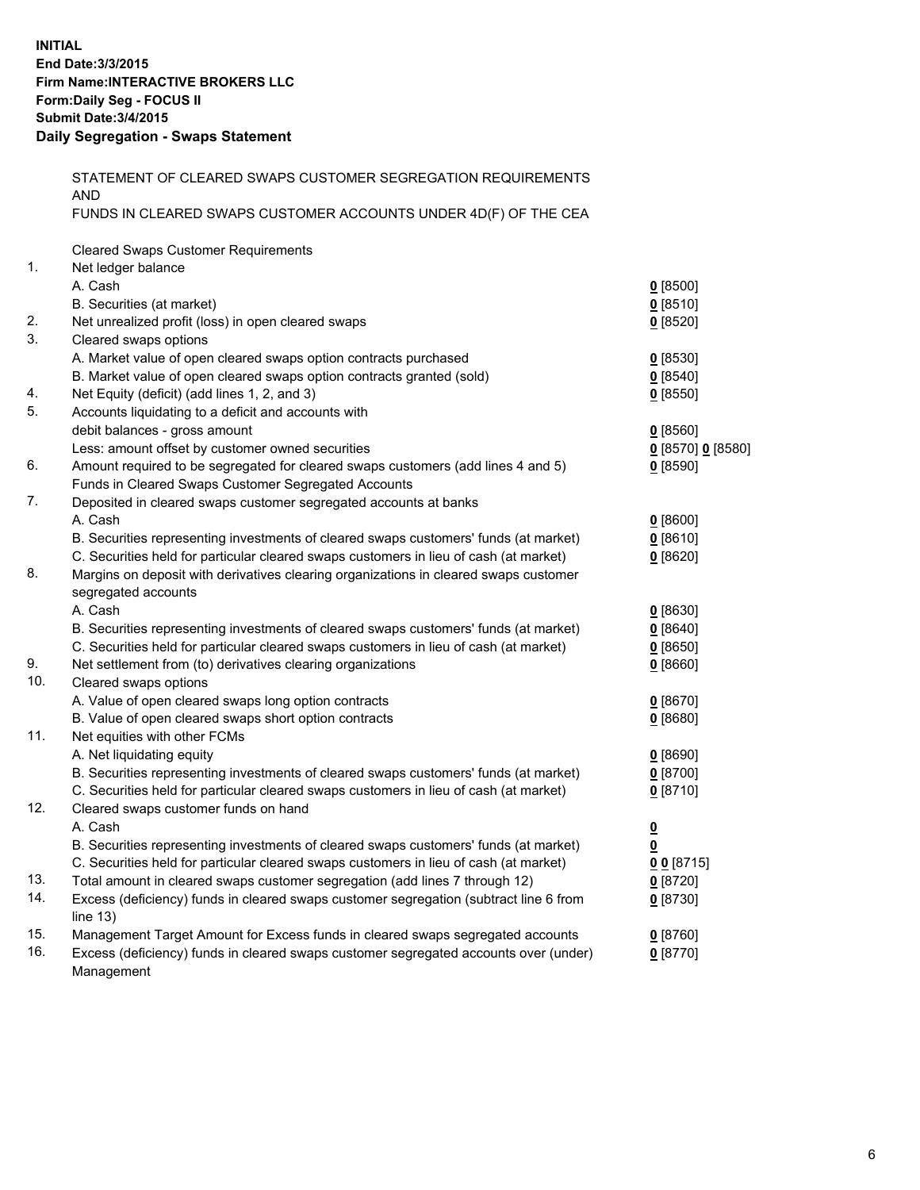**INITIAL**
**End Date:3/3/2015**
**Firm Name:INTERACTIVE BROKERS LLC**
**Form:Daily Seg - FOCUS II**
**Submit Date:3/4/2015**
**Daily Segregation - Swaps Statement**

STATEMENT OF CLEARED SWAPS CUSTOMER SEGREGATION REQUIREMENTS AND FUNDS IN CLEARED SWAPS CUSTOMER ACCOUNTS UNDER 4D(F) OF THE CEA

| | | |
|---|---|---|
| | Cleared Swaps Customer Requirements | |
| 1. | Net ledger balance | |
| | A. Cash | 0 [8500] |
| | B. Securities (at market) | 0 [8510] |
| 2. | Net unrealized profit (loss) in open cleared swaps | 0 [8520] |
| 3. | Cleared swaps options | |
| | A. Market value of open cleared swaps option contracts purchased | 0 [8530] |
| | B. Market value of open cleared swaps option contracts granted (sold) | 0 [8540] |
| 4. | Net Equity (deficit) (add lines 1, 2, and 3) | 0 [8550] |
| 5. | Accounts liquidating to a deficit and accounts with debit balances - gross amount | 0 [8560] |
| | Less: amount offset by customer owned securities | 0 [8570] 0 [8580] |
| 6. | Amount required to be segregated for cleared swaps customers (add lines 4 and 5) | 0 [8590] |
| | Funds in Cleared Swaps Customer Segregated Accounts | |
| 7. | Deposited in cleared swaps customer segregated accounts at banks | |
| | A. Cash | 0 [8600] |
| | B. Securities representing investments of cleared swaps customers' funds (at market) | 0 [8610] |
| | C. Securities held for particular cleared swaps customers in lieu of cash (at market) | 0 [8620] |
| 8. | Margins on deposit with derivatives clearing organizations in cleared swaps customer segregated accounts | |
| | A. Cash | 0 [8630] |
| | B. Securities representing investments of cleared swaps customers' funds (at market) | 0 [8640] |
| | C. Securities held for particular cleared swaps customers in lieu of cash (at market) | 0 [8650] |
| 9. | Net settlement from (to) derivatives clearing organizations | 0 [8660] |
| 10. | Cleared swaps options | |
| | A. Value of open cleared swaps long option contracts | 0 [8670] |
| | B. Value of open cleared swaps short option contracts | 0 [8680] |
| 11. | Net equities with other FCMs | |
| | A. Net liquidating equity | 0 [8690] |
| | B. Securities representing investments of cleared swaps customers' funds (at market) | 0 [8700] |
| | C. Securities held for particular cleared swaps customers in lieu of cash (at market) | 0 [8710] |
| 12. | Cleared swaps customer funds on hand | |
| | A. Cash | 0 |
| | B. Securities representing investments of cleared swaps customers' funds (at market) | 0 |
| | C. Securities held for particular cleared swaps customers in lieu of cash (at market) | 0 0 [8715] |
| 13. | Total amount in cleared swaps customer segregation (add lines 7 through 12) | 0 [8720] |
| 14. | Excess (deficiency) funds in cleared swaps customer segregation (subtract line 6 from line 13) | 0 [8730] |
| 15. | Management Target Amount for Excess funds in cleared swaps segregated accounts | 0 [8760] |
| 16. | Excess (deficiency) funds in cleared swaps customer segregated accounts over (under) Management | 0 [8770] |